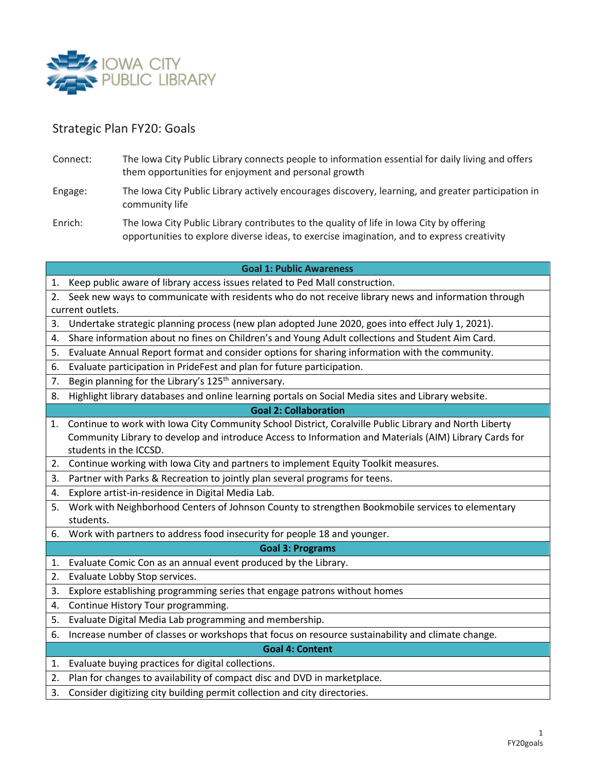IOWA CITY PUBLIC LIBRARY

# Strategic Plan FY20: Goals

| | |
|---|---|
| Connect: | The Iowa City Public Library connects people to information essential for daily living and offers them opportunities for enjoyment and personal growth |
| Engage: | The Iowa City Public Library actively encourages discovery, learning, and greater participation in community life |
| Enrich: | The Iowa City Public Library contributes to the quality of life in Iowa City by offering opportunities to explore diverse ideas, to exercise imagination, and to express creativity |

| **Goal 1: Public Awareness** |
|---|
| 1. Keep public aware of library access issues related to Ped Mall construction. |
| 2. Seek new ways to communicate with residents who do not receive library news and information through current outlets. |
| 3. Undertake strategic planning process (new plan adopted June 2020, goes into effect July 1, 2021). |
| 4. Share information about no fines on Children's and Young Adult collections and Student Aim Card. |
| 5. Evaluate Annual Report format and consider options for sharing information with the community. |
| 6. Evaluate participation in PrideFest and plan for future participation. |
| 7. Begin planning for the Library's 125th anniversary. |
| 8. Highlight library databases and online learning portals on Social Media sites and Library website. |
| **Goal 2: Collaboration** |
| 1. Continue to work with Iowa City Community School District, Coralville Public Library and North Liberty Community Library to develop and introduce Access to Information and Materials (AIM) Library Cards for students in the ICCSD. |
| 2. Continue working with Iowa City and partners to implement Equity Toolkit measures. |
| 3. Partner with Parks & Recreation to jointly plan several programs for teens. |
| 4. Explore artist-in-residence in Digital Media Lab. |
| 5. Work with Neighborhood Centers of Johnson County to strengthen Bookmobile services to elementary students. |
| 6. Work with partners to address food insecurity for people 18 and younger. |
| **Goal 3: Programs** |
| 1. Evaluate Comic Con as an annual event produced by the Library. |
| 2. Evaluate Lobby Stop services. |
| 3. Explore establishing programming series that engage patrons without homes |
| 4. Continue History Tour programming. |
| 5. Evaluate Digital Media Lab programming and membership. |
| 6. Increase number of classes or workshops that focus on resource sustainability and climate change. |
| **Goal 4: Content** |
| 1. Evaluate buying practices for digital collections. |
| 2. Plan for changes to availability of compact disc and DVD in marketplace. |
| 3. Consider digitizing city building permit collection and city directories. |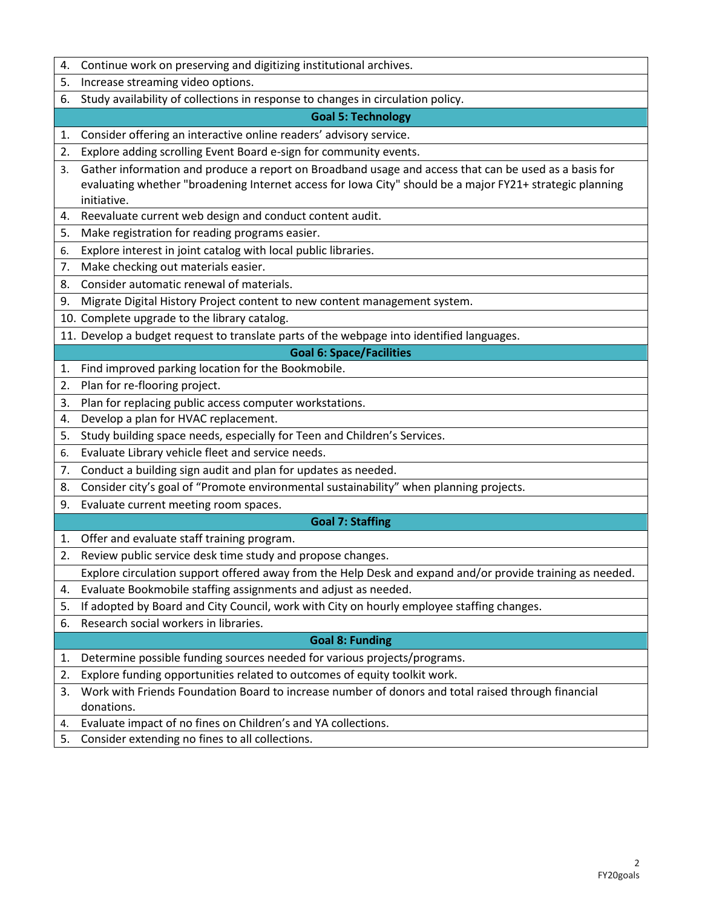| |
|---|
| 4. Continue work on preserving and digitizing institutional archives. |
| 5. Increase streaming video options. |
| 6. Study availability of collections in response to changes in circulation policy. |
| **Goal 5: Technology** |
| 1. Consider offering an interactive online readers' advisory service. |
| 2. Explore adding scrolling Event Board e-sign for community events. |
| 3. Gather information and produce a report on Broadband usage and access that can be used as a basis for evaluating whether "broadening Internet access for Iowa City" should be a major FY21+ strategic planning initiative. |
| 4. Reevaluate current web design and conduct content audit. |
| 5. Make registration for reading programs easier. |
| 6. Explore interest in joint catalog with local public libraries. |
| 7. Make checking out materials easier. |
| 8. Consider automatic renewal of materials. |
| 9. Migrate Digital History Project content to new content management system. |
| 10. Complete upgrade to the library catalog. |
| 11. Develop a budget request to translate parts of the webpage into identified languages. |
| **Goal 6: Space/Facilities** |
| 1. Find improved parking location for the Bookmobile. |
| 2. Plan for re-flooring project. |
| 3. Plan for replacing public access computer workstations. |
| 4. Develop a plan for HVAC replacement. |
| 5. Study building space needs, especially for Teen and Children's Services. |
| 6. Evaluate Library vehicle fleet and service needs. |
| 7. Conduct a building sign audit and plan for updates as needed. |
| 8. Consider city's goal of "Promote environmental sustainability" when planning projects. |
| 9. Evaluate current meeting room spaces. |
| **Goal 7: Staffing** |
| 1. Offer and evaluate staff training program. |
| 2. Review public service desk time study and propose changes. |
| Explore circulation support offered away from the Help Desk and expand and/or provide training as needed. |
| 4. Evaluate Bookmobile staffing assignments and adjust as needed. |
| 5. If adopted by Board and City Council, work with City on hourly employee staffing changes. |
| 6. Research social workers in libraries. |
| **Goal 8: Funding** |
| 1. Determine possible funding sources needed for various projects/programs. |
| 2. Explore funding opportunities related to outcomes of equity toolkit work. |
| 3. Work with Friends Foundation Board to increase number of donors and total raised through financial donations. |
| 4. Evaluate impact of no fines on Children's and YA collections. |
| 5. Consider extending no fines to all collections. |

FY20goals